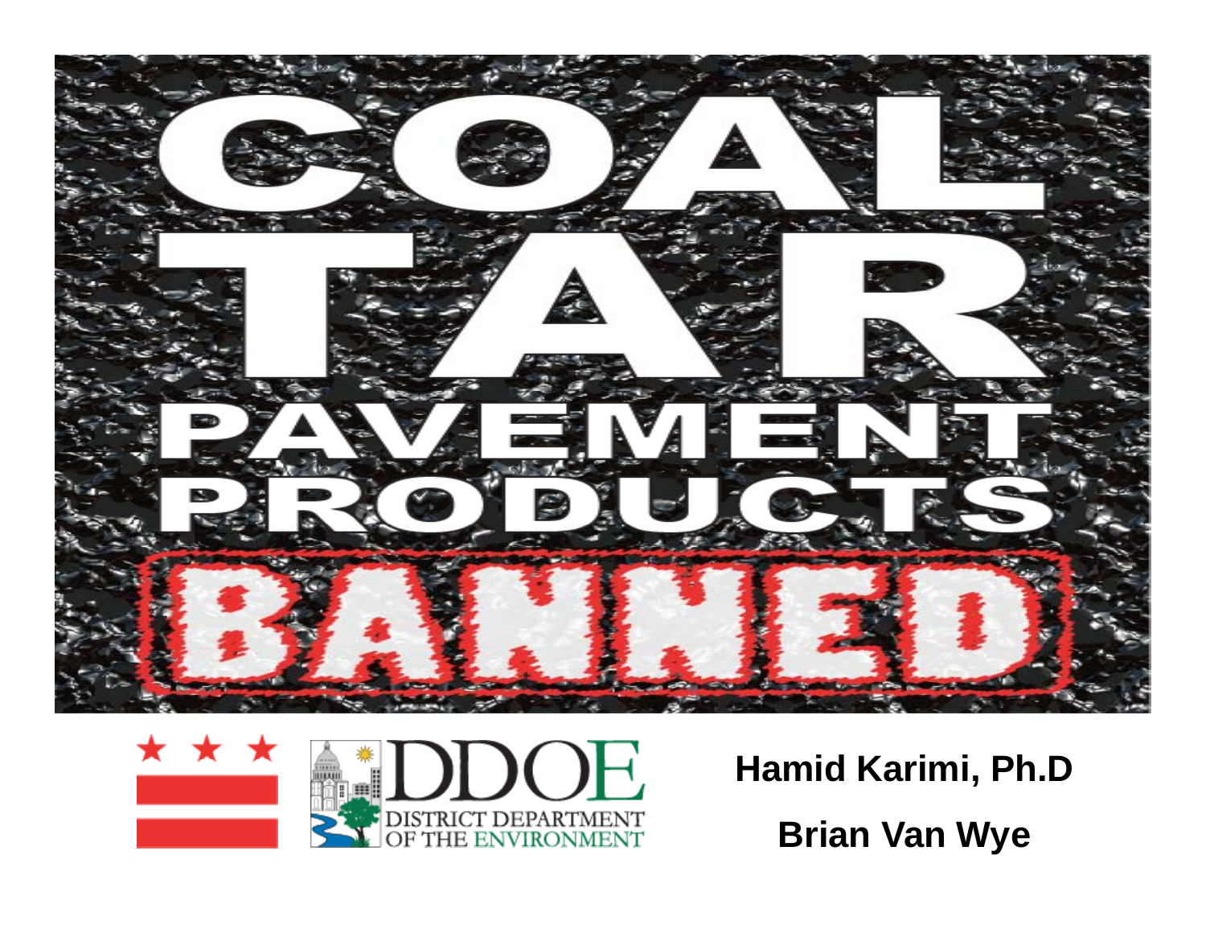# COAL TAR PAVEMENT PRODUCTS BANNED

DDOE

DISTRICT DEPARTMENT OF THE ENVIRONMENT

**Hamid Karimi, Ph.D**

**Brian Van Wye**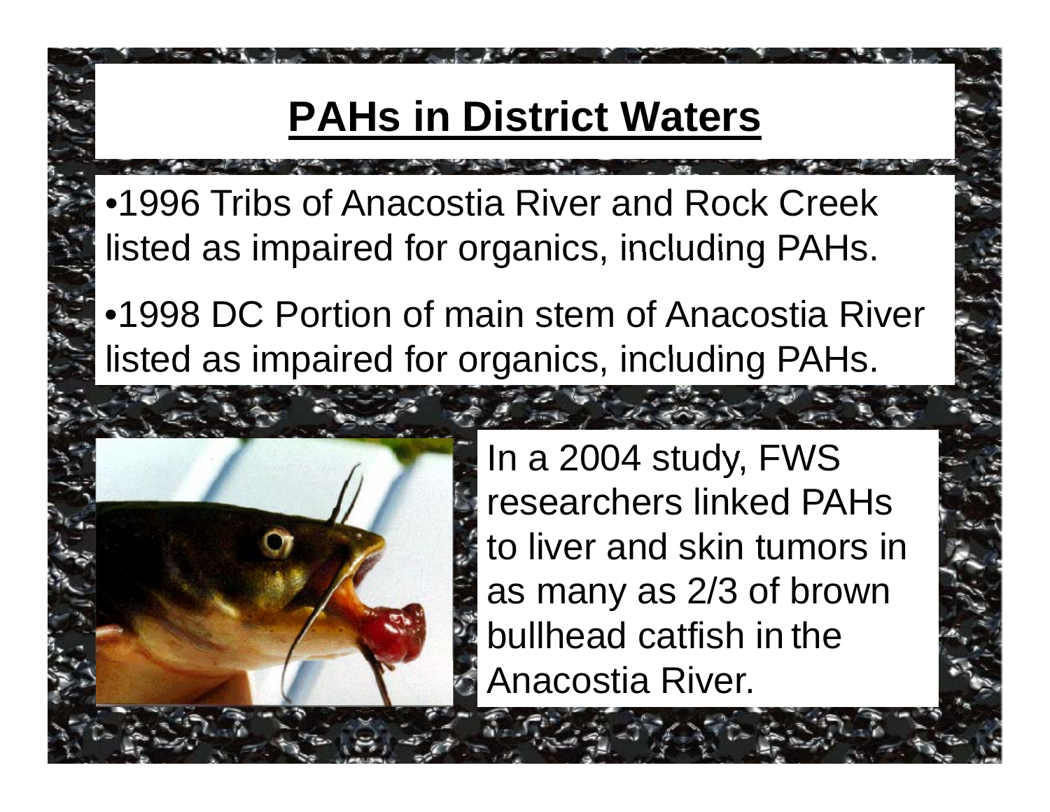# PAHs in District Waters

- 1996 Tribs of Anacostia River and Rock Creek listed as impaired for organics, including PAHs.
- 1998 DC Portion of main stem of Anacostia River listed as impaired for organics, including PAHs.

In a 2004 study, FWS researchers linked PAHs to liver and skin tumors in as many as 2/3 of brown bullhead catfish in the Anacostia River.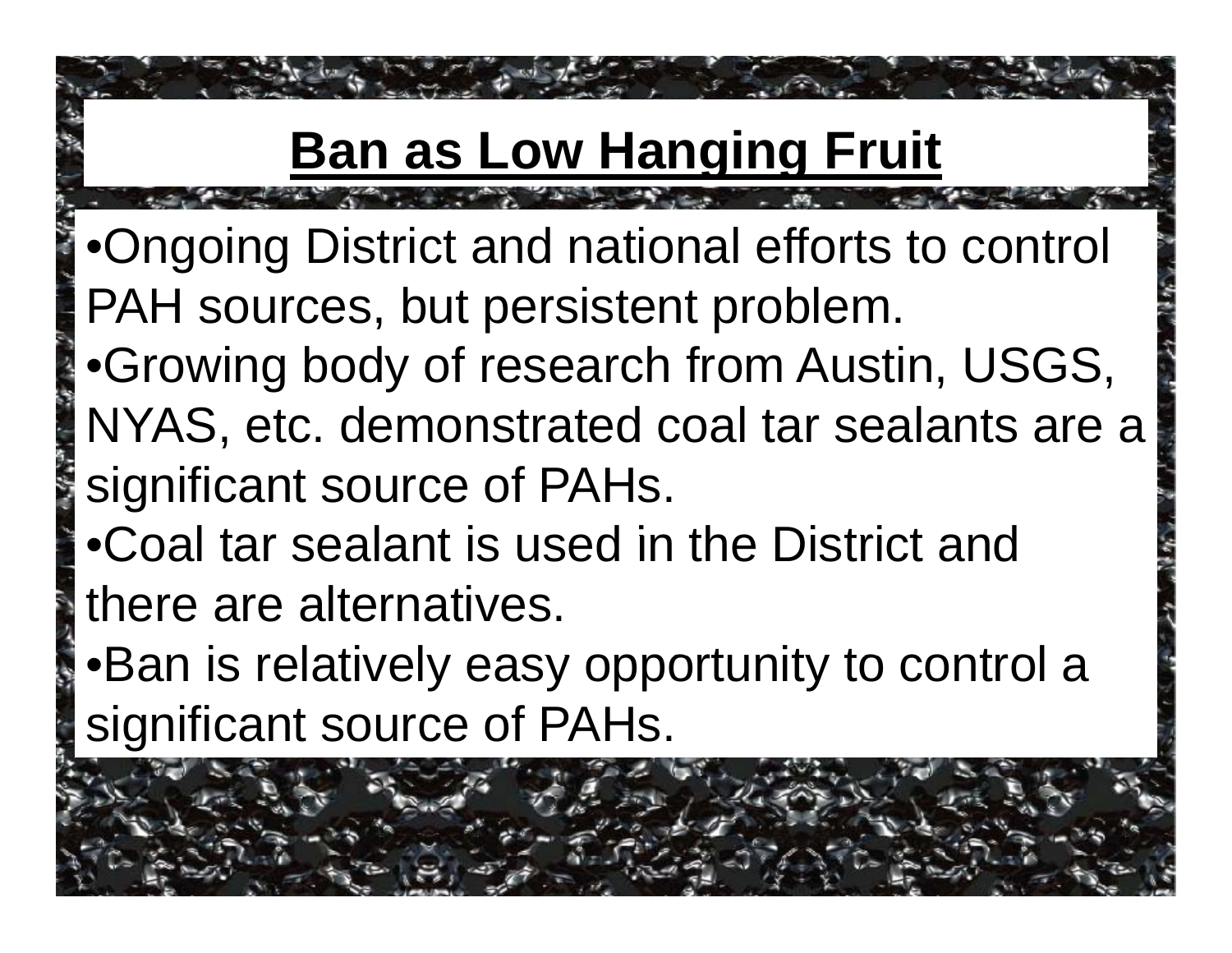# Ban as Low Hanging Fruit

- Ongoing District and national efforts to control PAH sources, but persistent problem.
- Growing body of research from Austin, USGS, NYAS, etc. demonstrated coal tar sealants are a significant source of PAHs.
- Coal tar sealant is used in the District and there are alternatives.
- Ban is relatively easy opportunity to control a significant source of PAHs.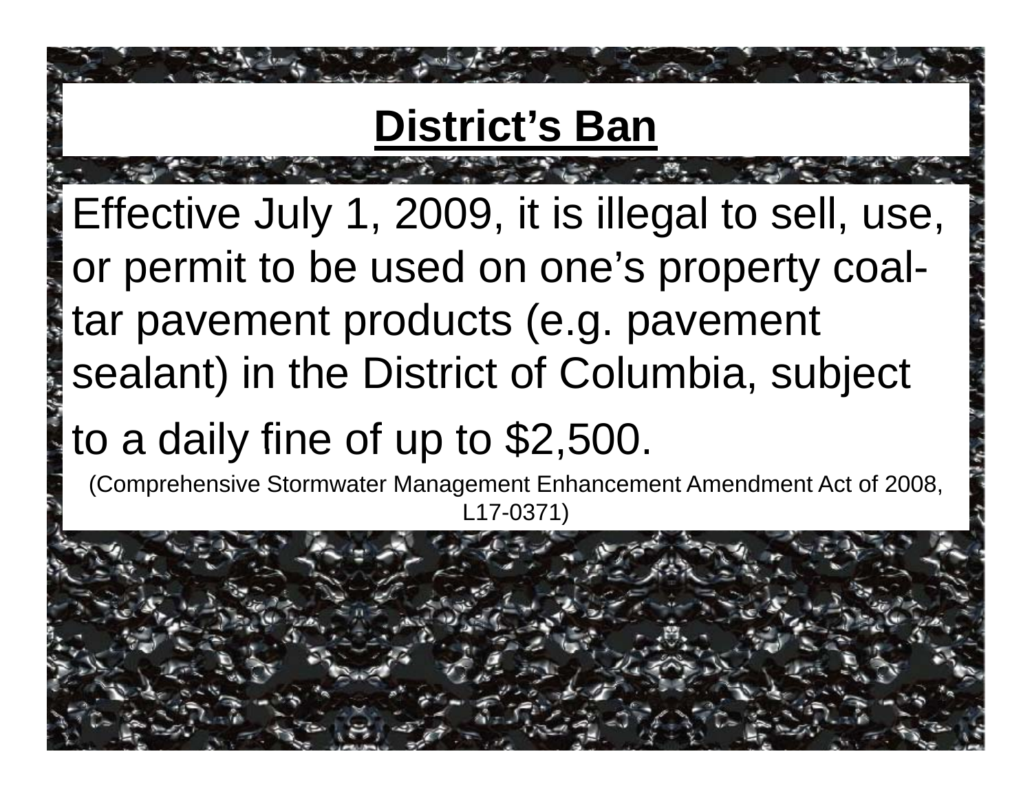# District's Ban

Effective July 1, 2009, it is illegal to sell, use, or permit to be used on one's property coal-tar pavement products (e.g. pavement sealant) in the District of Columbia, subject to a daily fine of up to $2,500.

(Comprehensive Stormwater Management Enhancement Amendment Act of 2008, L17-0371)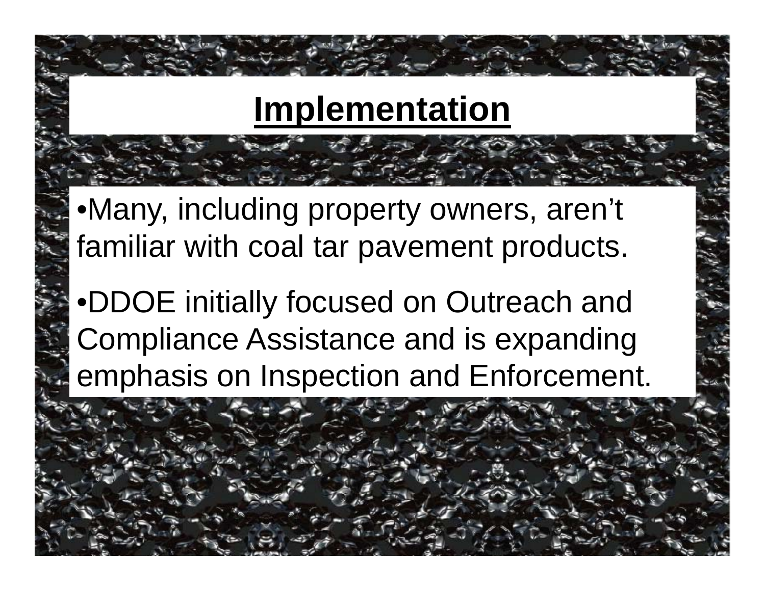# Implementation

- Many, including property owners, aren’t familiar with coal tar pavement products.
- DDOE initially focused on Outreach and Compliance Assistance and is expanding emphasis on Inspection and Enforcement.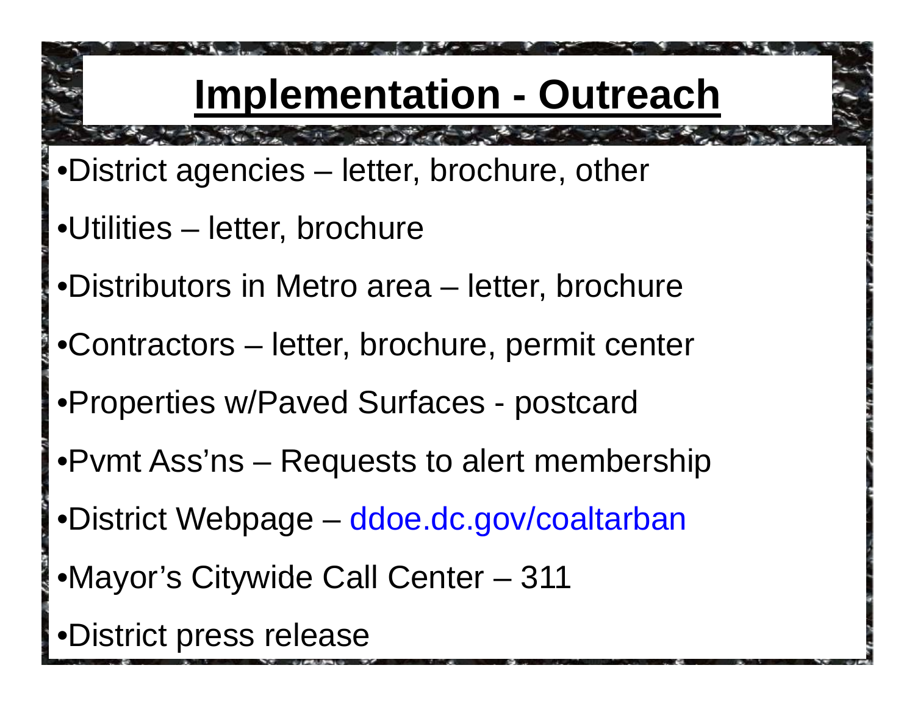# Implementation - Outreach

- District agencies – letter, brochure, other
- Utilities – letter, brochure
- Distributors in Metro area – letter, brochure
- Contractors – letter, brochure, permit center
- Properties w/Paved Surfaces - postcard
- Pvmt Ass'ns – Requests to alert membership
- District Webpage – ddoe.dc.gov/coaltarban
- Mayor's Citywide Call Center – 311
- District press release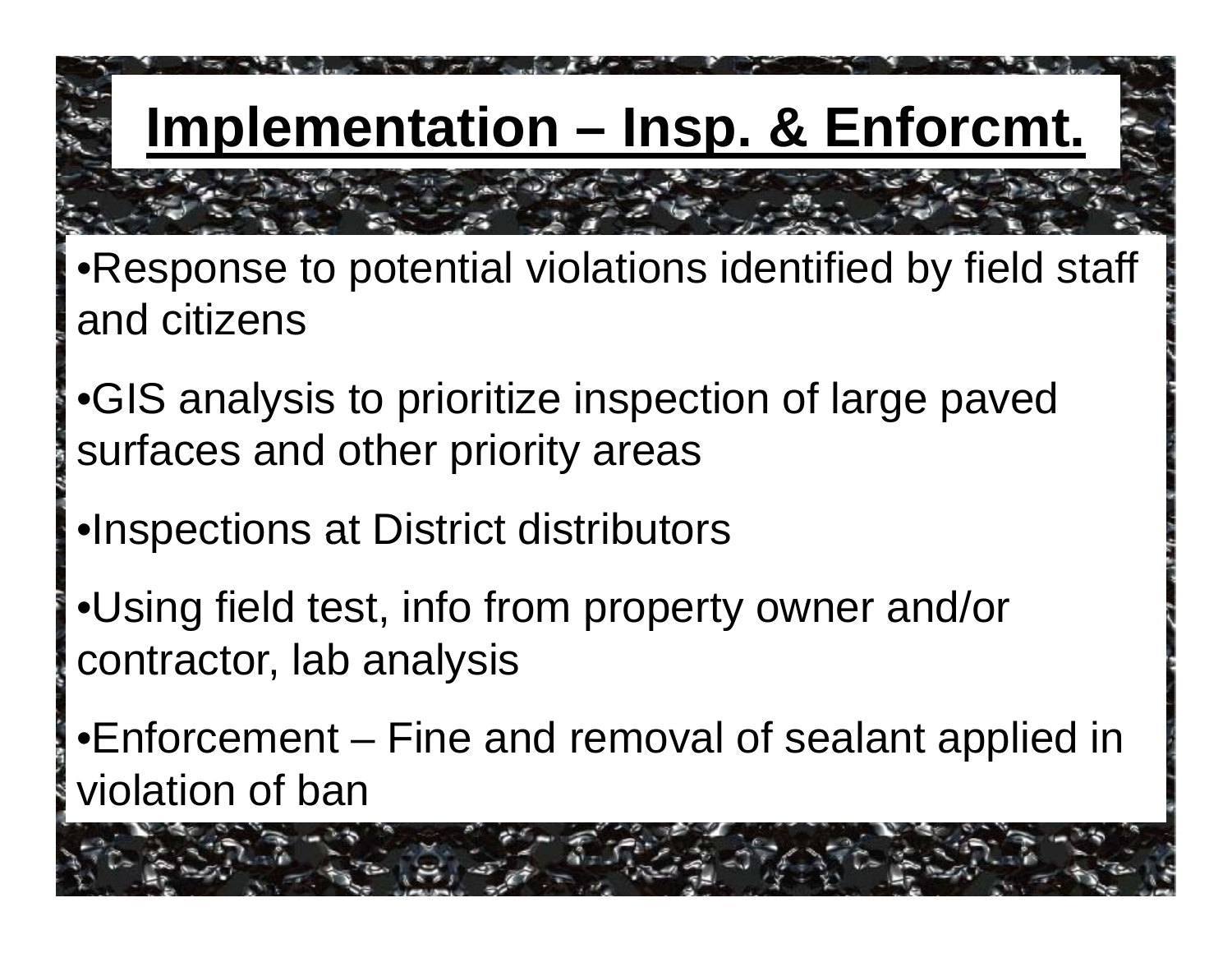# Implementation – Insp. & Enforcmt.

- Response to potential violations identified by field staff and citizens
- GIS analysis to prioritize inspection of large paved surfaces and other priority areas
- Inspections at District distributors
- Using field test, info from property owner and/or contractor, lab analysis
- Enforcement – Fine and removal of sealant applied in violation of ban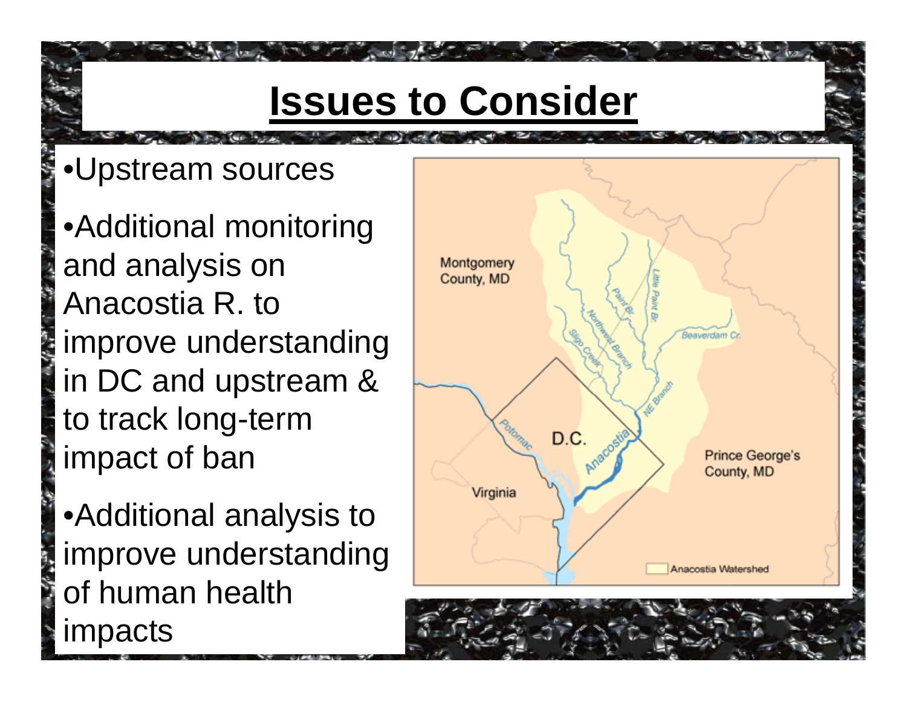# Issues to Consider

- Upstream sources
- Additional monitoring and analysis on Anacostia R. to improve understanding in DC and upstream & to track long-term impact of ban
- Additional analysis to improve understanding of human health impacts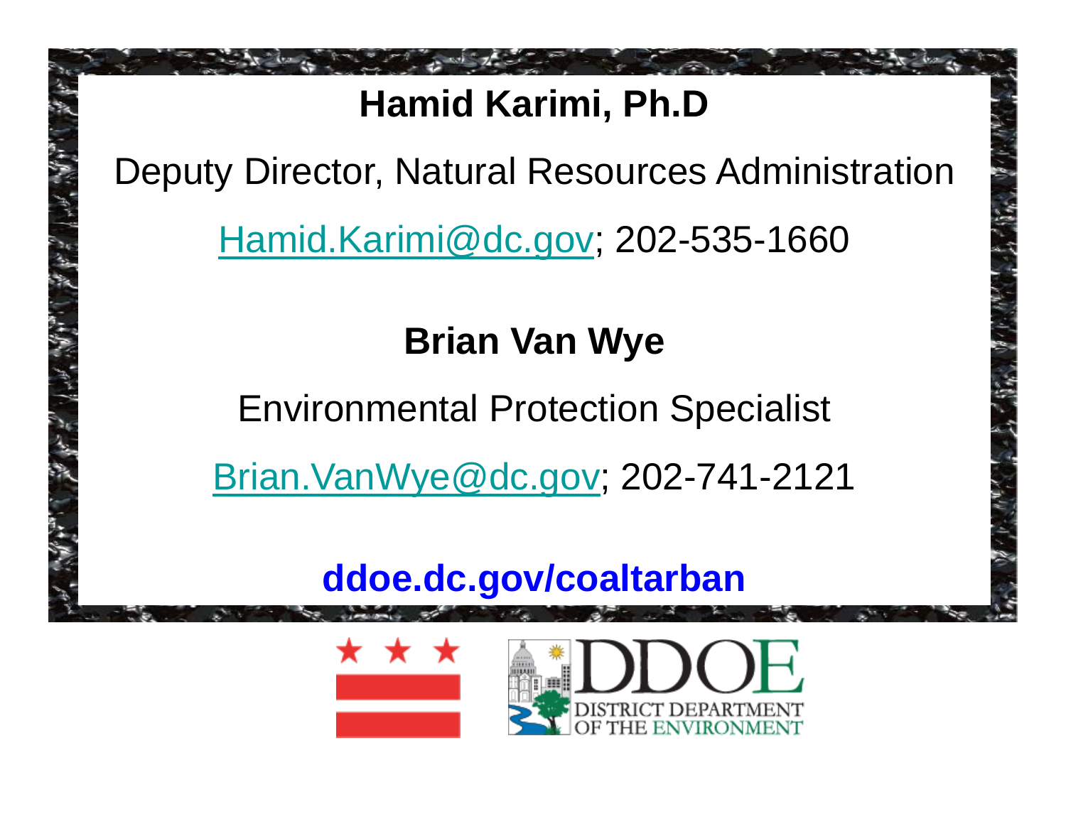**Hamid Karimi, Ph.D**

Deputy Director, Natural Resources Administration

Hamid.Karimi@dc.gov; 202-535-1660

**Brian Van Wye**

Environmental Protection Specialist

Brian.VanWye@dc.gov; 202-741-2121

**ddoe.dc.gov/coaltarban**

DDOE
DISTRICT DEPARTMENT
OF THE ENVIRONMENT